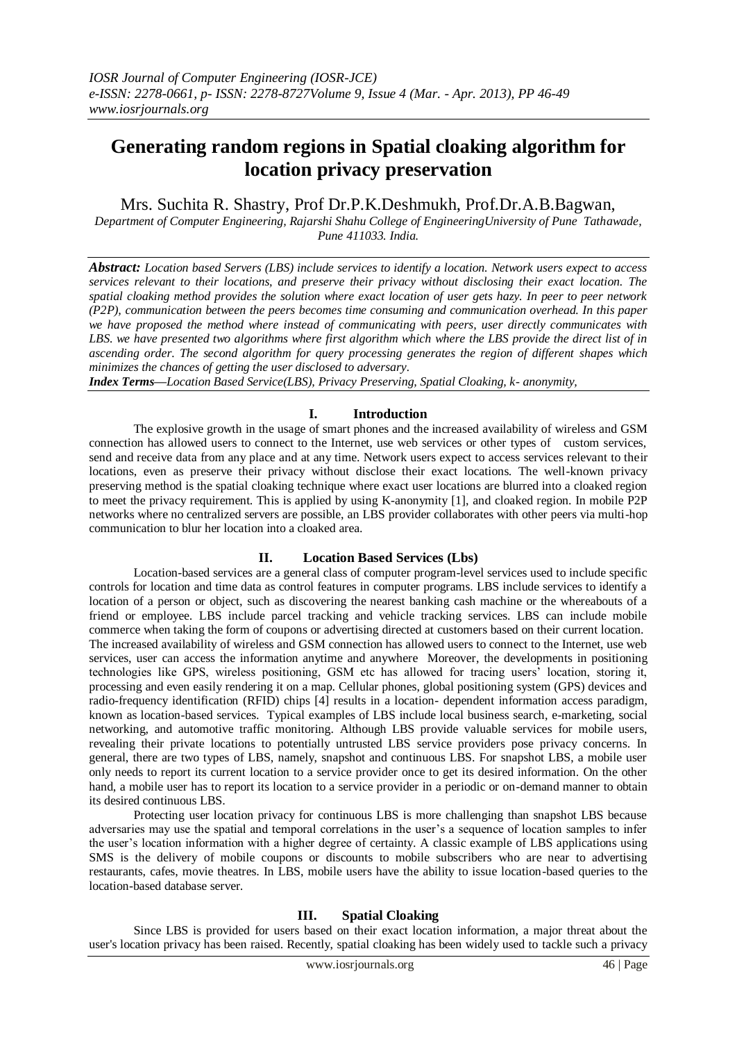# Generating random regions in Spatial cloaking algorithm for location privacy preservation

Mrs. Suchita R. Shastry, Prof Dr.P.K.Deshmukh, Prof.Dr.A.B.Bagwan,

*Department of Computer Engineering, Rajarshi Shahu College of EngineeringUniversity of Pune Tathawade, Pune 411033. India.*

***Abstract:*** *Location based Servers (LBS) include services to identify a location. Network users expect to access services relevant to their locations, and preserve their privacy without disclosing their exact location. The spatial cloaking method provides the solution where exact location of user gets hazy. In peer to peer network (P2P), communication between the peers becomes time consuming and communication overhead. In this paper we have proposed the method where instead of communicating with peers, user directly communicates with LBS. we have presented two algorithms where first algorithm which where the LBS provide the direct list of in ascending order. The second algorithm for query processing generates the region of different shapes which minimizes the chances of getting the user disclosed to adversary.*

***Index Terms****—Location Based Service(LBS), Privacy Preserving, Spatial Cloaking, k- anonymity,*

## I. Introduction

The explosive growth in the usage of smart phones and the increased availability of wireless and GSM connection has allowed users to connect to the Internet, use web services or other types of custom services, send and receive data from any place and at any time. Network users expect to access services relevant to their locations, even as preserve their privacy without disclose their exact locations. The well-known privacy preserving method is the spatial cloaking technique where exact user locations are blurred into a cloaked region to meet the privacy requirement. This is applied by using K-anonymity [1], and cloaked region. In mobile P2P networks where no centralized servers are possible, an LBS provider collaborates with other peers via multi-hop communication to blur her location into a cloaked area.

## II. Location Based Services (Lbs)

Location-based services are a general class of computer program-level services used to include specific controls for location and time data as control features in computer programs. LBS include services to identify a location of a person or object, such as discovering the nearest banking cash machine or the whereabouts of a friend or employee. LBS include parcel tracking and vehicle tracking services. LBS can include mobile commerce when taking the form of coupons or advertising directed at customers based on their current location. The increased availability of wireless and GSM connection has allowed users to connect to the Internet, use web services, user can access the information anytime and anywhere Moreover, the developments in positioning technologies like GPS, wireless positioning, GSM etc has allowed for tracing users' location, storing it, processing and even easily rendering it on a map. Cellular phones, global positioning system (GPS) devices and radio-frequency identification (RFID) chips [4] results in a location- dependent information access paradigm, known as location-based services. Typical examples of LBS include local business search, e-marketing, social networking, and automotive traffic monitoring. Although LBS provide valuable services for mobile users, revealing their private locations to potentially untrusted LBS service providers pose privacy concerns. In general, there are two types of LBS, namely, snapshot and continuous LBS. For snapshot LBS, a mobile user only needs to report its current location to a service provider once to get its desired information. On the other hand, a mobile user has to report its location to a service provider in a periodic or on-demand manner to obtain its desired continuous LBS.

Protecting user location privacy for continuous LBS is more challenging than snapshot LBS because adversaries may use the spatial and temporal correlations in the user's a sequence of location samples to infer the user's location information with a higher degree of certainty. A classic example of LBS applications using SMS is the delivery of mobile coupons or discounts to mobile subscribers who are near to advertising restaurants, cafes, movie theatres. In LBS, mobile users have the ability to issue location-based queries to the location-based database server.

## III. Spatial Cloaking

Since LBS is provided for users based on their exact location information, a major threat about the user's location privacy has been raised. Recently, spatial cloaking has been widely used to tackle such a privacy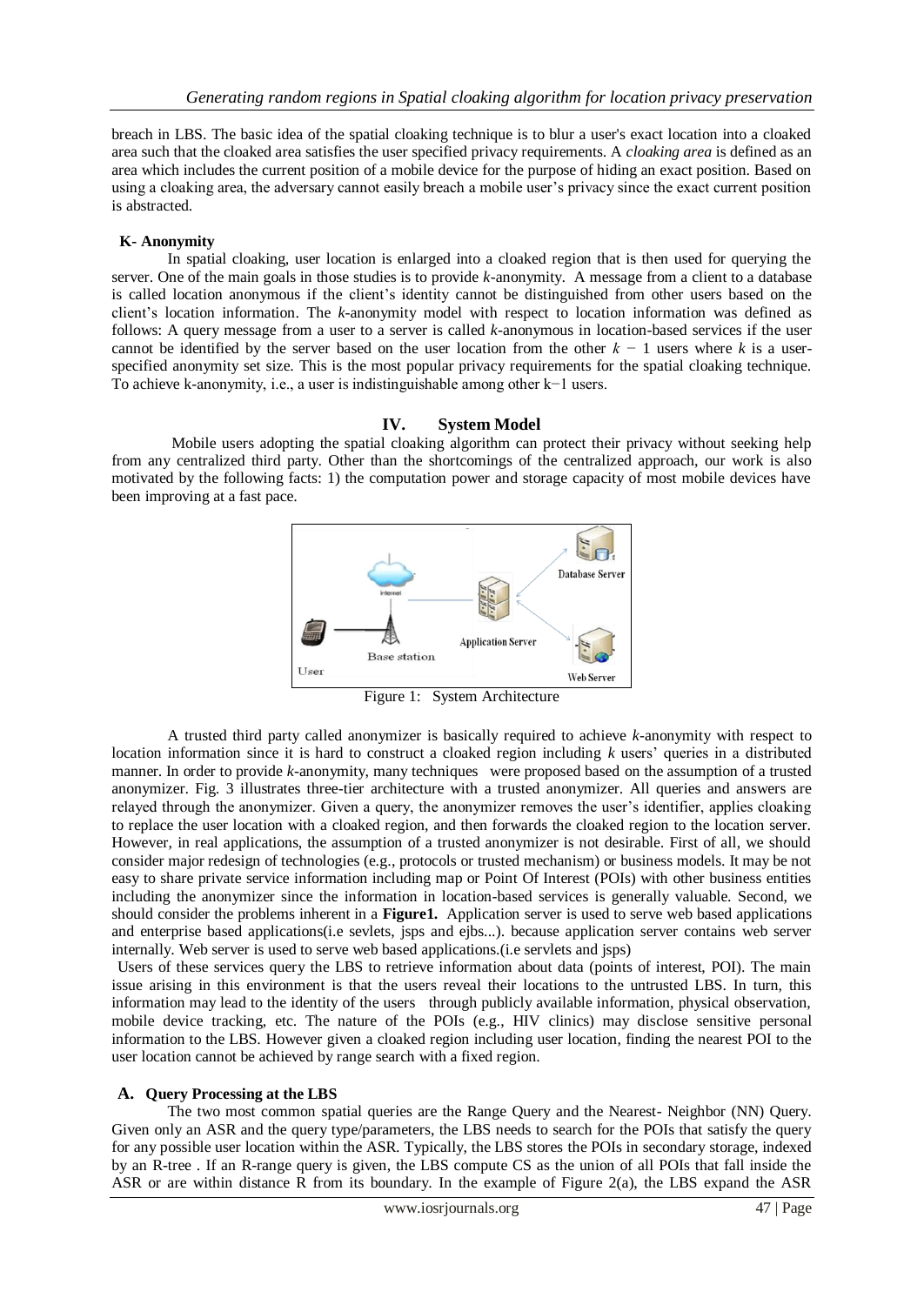breach in LBS. The basic idea of the spatial cloaking technique is to blur a user's exact location into a cloaked area such that the cloaked area satisfies the user specified privacy requirements. A *cloaking area* is defined as an area which includes the current position of a mobile device for the purpose of hiding an exact position. Based on using a cloaking area, the adversary cannot easily breach a mobile user's privacy since the exact current position is abstracted.

### K- Anonymity

In spatial cloaking, user location is enlarged into a cloaked region that is then used for querying the server. One of the main goals in those studies is to provide *k*-anonymity. A message from a client to a database is called location anonymous if the client's identity cannot be distinguished from other users based on the client's location information. The *k*-anonymity model with respect to location information was defined as follows: A query message from a user to a server is called *k*-anonymous in location-based services if the user cannot be identified by the server based on the user location from the other $k - 1$ users where $k$ is a user-specified anonymity set size. This is the most popular privacy requirements for the spatial cloaking technique. To achieve k-anonymity, i.e., a user is indistinguishable among other k−1 users.

## IV. System Model

Mobile users adopting the spatial cloaking algorithm can protect their privacy without seeking help from any centralized third party. Other than the shortcomings of the centralized approach, our work is also motivated by the following facts: 1) the computation power and storage capacity of most mobile devices have been improving at a fast pace.

Figure 1: System Architecture

A trusted third party called anonymizer is basically required to achieve *k*-anonymity with respect to location information since it is hard to construct a cloaked region including *k* users' queries in a distributed manner. In order to provide *k*-anonymity, many techniques were proposed based on the assumption of a trusted anonymizer. Fig. 3 illustrates three-tier architecture with a trusted anonymizer. All queries and answers are relayed through the anonymizer. Given a query, the anonymizer removes the user's identifier, applies cloaking to replace the user location with a cloaked region, and then forwards the cloaked region to the location server. However, in real applications, the assumption of a trusted anonymizer is not desirable. First of all, we should consider major redesign of technologies (e.g., protocols or trusted mechanism) or business models. It may be not easy to share private service information including map or Point Of Interest (POIs) with other business entities including the anonymizer since the information in location-based services is generally valuable. Second, we should consider the problems inherent in a **Figure1.** Application server is used to serve web based applications and enterprise based applications(i.e sevlets, jsps and ejbs...). because application server contains web server internally. Web server is used to serve web based applications.(i.e servlets and jsps)

Users of these services query the LBS to retrieve information about data (points of interest, POI). The main issue arising in this environment is that the users reveal their locations to the untrusted LBS. In turn, this information may lead to the identity of the users through publicly available information, physical observation, mobile device tracking, etc. The nature of the POIs (e.g., HIV clinics) may disclose sensitive personal information to the LBS. However given a cloaked region including user location, finding the nearest POI to the user location cannot be achieved by range search with a fixed region.

### A. Query Processing at the LBS

The two most common spatial queries are the Range Query and the Nearest- Neighbor (NN) Query. Given only an ASR and the query type/parameters, the LBS needs to search for the POIs that satisfy the query for any possible user location within the ASR. Typically, the LBS stores the POIs in secondary storage, indexed by an R-tree . If an R-range query is given, the LBS compute CS as the union of all POIs that fall inside the ASR or are within distance R from its boundary. In the example of Figure 2(a), the LBS expand the ASR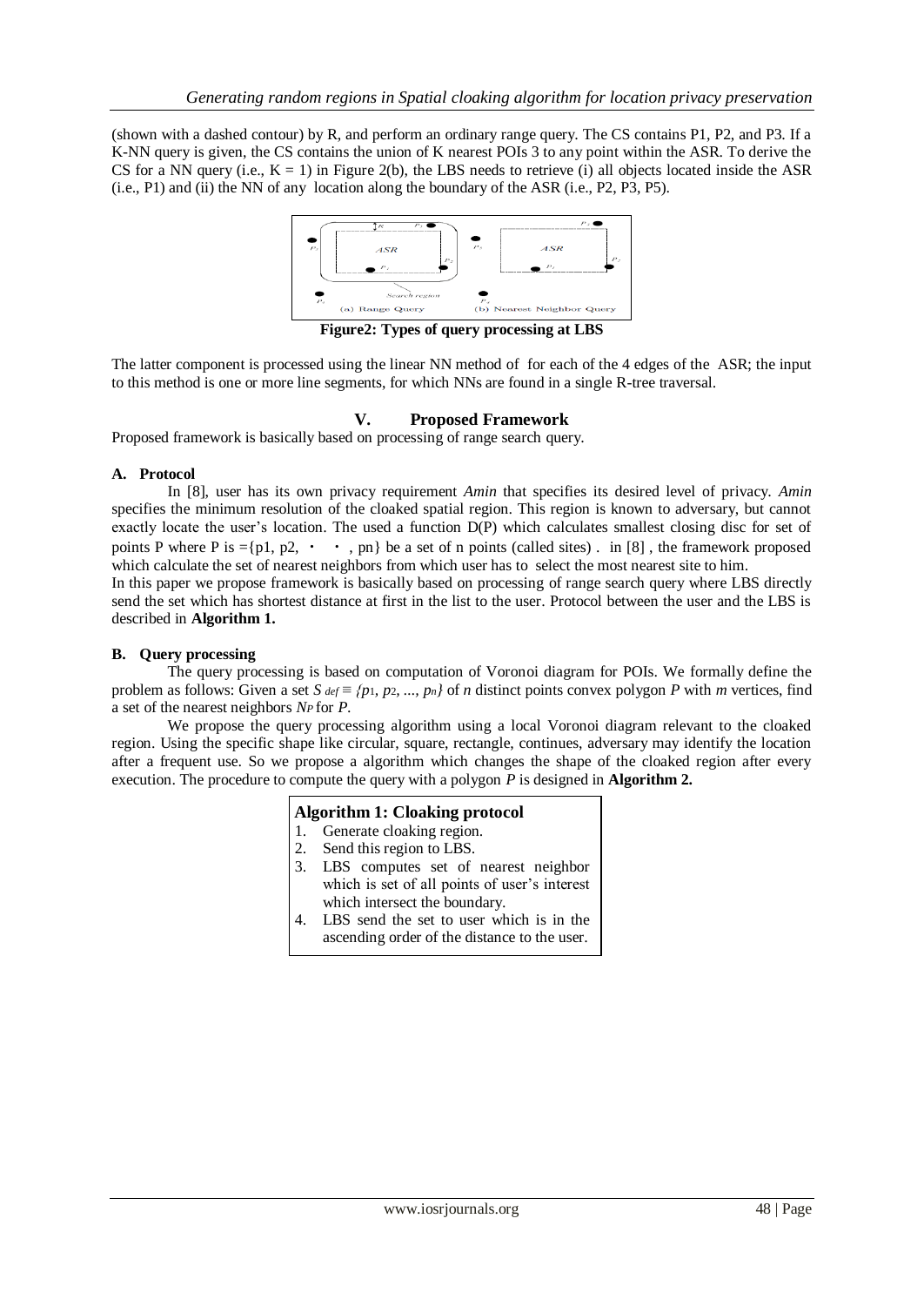(shown with a dashed contour) by R, and perform an ordinary range query. The CS contains P1, P2, and P3. If a K-NN query is given, the CS contains the union of K nearest POIs 3 to any point within the ASR. To derive the CS for a NN query (i.e., K = 1) in Figure 2(b), the LBS needs to retrieve (i) all objects located inside the ASR (i.e., P1) and (ii) the NN of any location along the boundary of the ASR (i.e., P2, P3, P5).

**Figure2: Types of query processing at LBS**

The latter component is processed using the linear NN method of for each of the 4 edges of the ASR; the input to this method is one or more line segments, for which NNs are found in a single R-tree traversal.

## V. Proposed Framework

Proposed framework is basically based on processing of range search query.

### A. Protocol

In [8], user has its own privacy requirement *Amin* that specifies its desired level of privacy. *Amin* specifies the minimum resolution of the cloaked spatial region. This region is known to adversary, but cannot exactly locate the user's location. The used a function D(P) which calculates smallest closing disc for set of points P where P is ={p1, p2, ・ ・ , pn} be a set of n points (called sites) . in [8] , the framework proposed which calculate the set of nearest neighbors from which user has to select the most nearest site to him.

In this paper we propose framework is basically based on processing of range search query where LBS directly send the set which has shortest distance at first in the list to the user. Protocol between the user and the LBS is described in **Algorithm 1.**

### B. Query processing

The query processing is based on computation of Voronoi diagram for POIs. We formally define the problem as follows: Given a set $S \stackrel{def}{\equiv} \{p_1, p_2, ..., p_n\}$ of $n$ distinct points convex polygon $P$ with $m$ vertices, find a set of the nearest neighbors $N_P$ for $P$.

We propose the query processing algorithm using a local Voronoi diagram relevant to the cloaked region. Using the specific shape like circular, square, rectangle, continues, adversary may identify the location after a frequent use. So we propose a algorithm which changes the shape of the cloaked region after every execution. The procedure to compute the query with a polygon $P$ is designed in **Algorithm 2.**

**Algorithm 1: Cloaking protocol**

1. Generate cloaking region.
2. Send this region to LBS.
3. LBS computes set of nearest neighbor which is set of all points of user's interest which intersect the boundary.
4. LBS send the set to user which is in the ascending order of the distance to the user.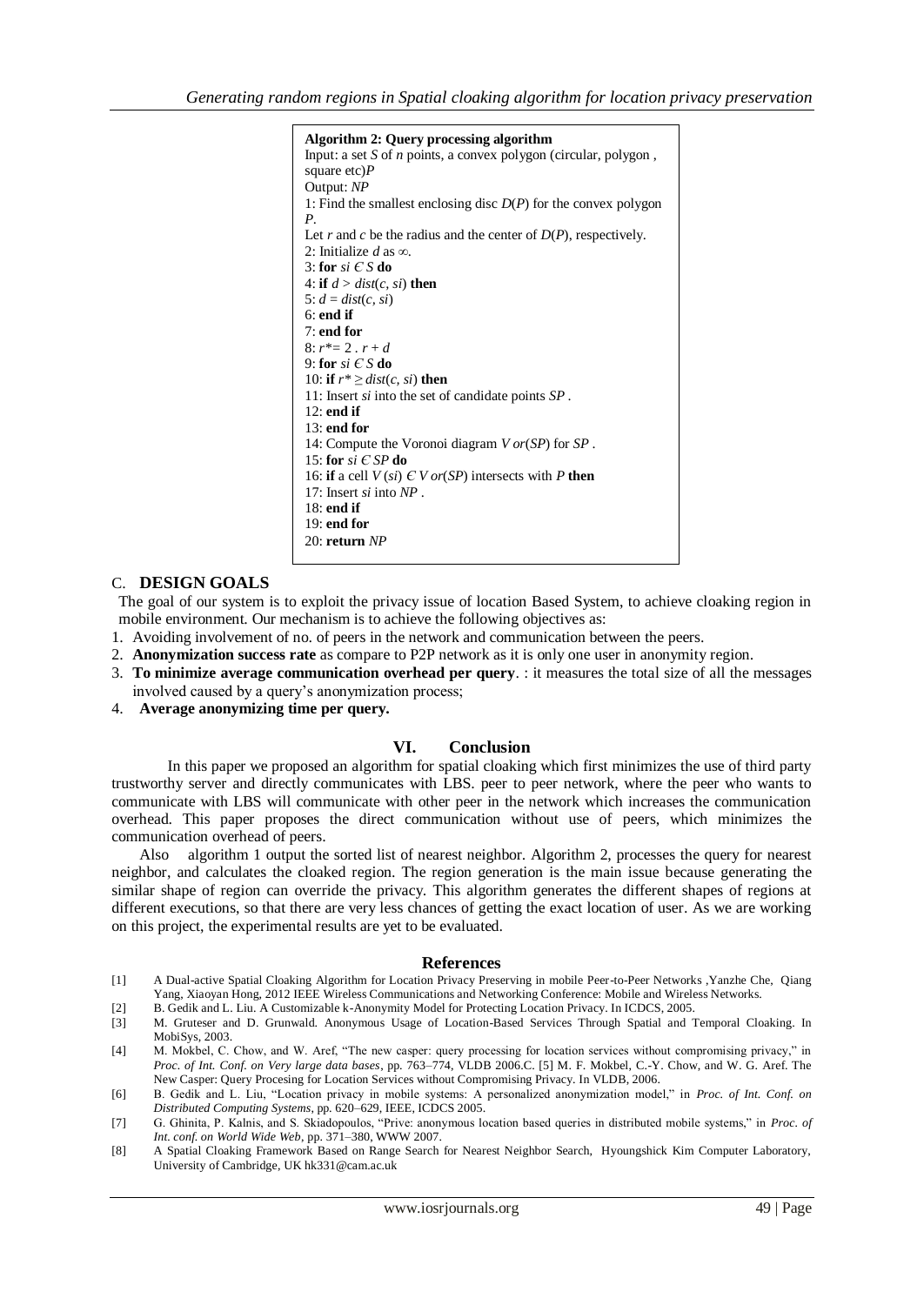**Algorithm 2: Query processing algorithm**

Input: a set $S$ of $n$ points, a convex polygon (circular, polygon , square etc)$P$

Output: $NP$

1: Find the smallest enclosing disc $D(P)$ for the convex polygon $P$.

Let $r$ and $c$ be the radius and the center of $D(P)$, respectively.

2: Initialize $d$ as $\infty$.

3: **for** $si \in S$ **do**

4: **if** $d > dist(c, si)$ **then**

5: $d = dist(c, si)$

6: **end if**

7: **end for**

8: $r^* = 2 . r + d$

9: **for** $si \in S$ **do**

10: **if** $r^* \geq dist(c, si)$ **then**

11: Insert $si$ into the set of candidate points $SP$ .

12: **end if**

13: **end for**

14: Compute the Voronoi diagram $V or(SP)$ for $SP$ .

15: **for** $si \in SP$ **do**

16: **if** a cell $V(si) \in V or(SP)$ intersects with $P$ **then**

17: Insert $si$ into $NP$ .

18: **end if**

19: **end for**

20: **return** $NP$

### C. DESIGN GOALS

The goal of our system is to exploit the privacy issue of location Based System, to achieve cloaking region in mobile environment. Our mechanism is to achieve the following objectives as:

1. Avoiding involvement of no. of peers in the network and communication between the peers.
2. **Anonymization success rate** as compare to P2P network as it is only one user in anonymity region.
3. **To minimize average communication overhead per query**. : it measures the total size of all the messages involved caused by a query's anonymization process;
4. **Average anonymizing time per query.**

## VI. Conclusion

In this paper we proposed an algorithm for spatial cloaking which first minimizes the use of third party trustworthy server and directly communicates with LBS. peer to peer network, where the peer who wants to communicate with LBS will communicate with other peer in the network which increases the communication overhead. This paper proposes the direct communication without use of peers, which minimizes the communication overhead of peers.

Also algorithm 1 output the sorted list of nearest neighbor. Algorithm 2, processes the query for nearest neighbor, and calculates the cloaked region. The region generation is the main issue because generating the similar shape of region can override the privacy. This algorithm generates the different shapes of regions at different executions, so that there are very less chances of getting the exact location of user. As we are working on this project, the experimental results are yet to be evaluated.

## References

[1] A Dual-active Spatial Cloaking Algorithm for Location Privacy Preserving in mobile Peer-to-Peer Networks ,Yanzhe Che, Qiang Yang, Xiaoyan Hong, 2012 IEEE Wireless Communications and Networking Conference: Mobile and Wireless Networks.

[2] B. Gedik and L. Liu. A Customizable k-Anonymity Model for Protecting Location Privacy. In ICDCS, 2005.

[3] M. Gruteser and D. Grunwald. Anonymous Usage of Location-Based Services Through Spatial and Temporal Cloaking. In MobiSys, 2003.

[4] M. Mokbel, C. Chow, and W. Aref, "The new casper: query processing for location services without compromising privacy," in *Proc. of Int. Conf. on Very large data bases*, pp. 763–774, VLDB 2006.C. [5] M. F. Mokbel, C.-Y. Chow, and W. G. Aref. The New Casper: Query Procesing for Location Services without Compromising Privacy. In VLDB, 2006.

[6] B. Gedik and L. Liu, "Location privacy in mobile systems: A personalized anonymization model," in *Proc. of Int. Conf. on Distributed Computing Systems*, pp. 620–629, IEEE, ICDCS 2005.

[7] G. Ghinita, P. Kalnis, and S. Skiadopoulos, "Prive: anonymous location based queries in distributed mobile systems," in *Proc. of Int. conf. on World Wide Web*, pp. 371–380, WWW 2007.

[8] A Spatial Cloaking Framework Based on Range Search for Nearest Neighbor Search, Hyoungshick Kim Computer Laboratory, University of Cambridge, UK hk331@cam.ac.uk